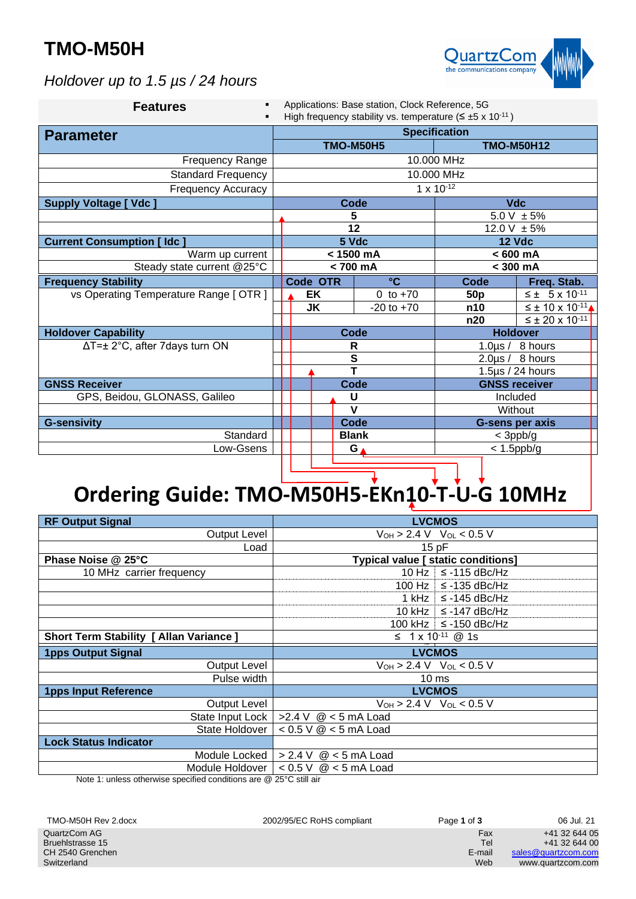# TMO-M50H

*Holdover up to 1.5 µs / 24 hours*

**Features**

- Applications: Base station, Clock Reference, 5G
- High frequency stability vs. temperature (≤ ±5 x $10^{-11}$ )

| Parameter | Specification | | | |
|---|---|---|---|---|
| | TMO-M50H5 | | TMO-M50H12 | |
| Frequency Range | 10.000 MHz | | | |
| Standard Frequency | 10.000 MHz | | | |
| Frequency Accuracy | 1 x $10^{-12}$ | | | |
| **Supply Voltage [ Vdc ]** | **Code** | | **Vdc** | |
| | **5** | | 5.0 V ± 5% | |
| | **12** | | 12.0 V ± 5% | |
| **Current Consumption [ Idc ]** | **5 Vdc** | | **12 Vdc** | |
| Warm up current | **< 1500 mA** | | **< 600 mA** | |
| Steady state current @25°C | **< 700 mA** | | **< 300 mA** | |
| **Frequency Stability** | **Code OTR** | **°C** | **Code** | **Freq. Stab.** |
| vs Operating Temperature Range [ OTR ] | **EK** | 0 to +70 | **50p** | ≤ ± 5 x $10^{-11}$ |
| | **JK** | -20 to +70 | **n10** | ≤ ± 10 x $10^{-11}$ |
| | | | **n20** | ≤ ± 20 x $10^{-11}$ |
| **Holdover Capability** | **Code** | | **Holdover** | |
| ΔT=± 2°C, after 7days turn ON | **R** | | 1.0µs / 8 hours | |
| | **S** | | 2.0µs / 8 hours | |
| | **T** | | 1.5µs / 24 hours | |
| **GNSS Receiver** | **Code** | | **GNSS receiver** | |
| GPS, Beidou, GLONASS, Galileo | **U** | | Included | |
| | **V** | | Without | |
| **G-sensivity** | **Code** | | **G-sens per axis** | |
| Standard | **Blank** | | < 3ppb/g | |
| Low-Gsens | **G** | | < 1.5ppb/g | |

# Ordering Guide: TMO-M50H5-EKn10-T-U-G 10MHz

| Parameter | Specification | |
|---|---|---|
| **RF Output Signal** | **LVCMOS** | |
| Output Level | $V_{OH}$ > 2.4 V $V_{OL}$ < 0.5 V | |
| Load | 15 pF | |
| **Phase Noise @ 25°C** | **Typical value [ static conditions]** | |
| 10 MHz carrier frequency | 10 Hz | ≤ -115 dBc/Hz |
| | 100 Hz | ≤ -135 dBc/Hz |
| | 1 kHz | ≤ -145 dBc/Hz |
| | 10 kHz | ≤ -147 dBc/Hz |
| | 100 kHz | ≤ -150 dBc/Hz |
| **Short Term Stability [ Allan Variance ]** | ≤ 1 x $10^{-11}$ @ 1s | |
| **1pps Output Signal** | **LVCMOS** | |
| Output Level | $V_{OH}$ > 2.4 V $V_{OL}$ < 0.5 V | |
| Pulse width | 10 ms | |
| **1pps Input Reference** | **LVCMOS** | |
| Output Level | $V_{OH}$ > 2.4 V $V_{OL}$ < 0.5 V | |
| State Input Lock | >2.4 V @ < 5 mA Load | |
| State Holdover | < 0.5 V @ < 5 mA Load | |
| **Lock Status Indicator** | | |
| Module Locked | > 2.4 V @ < 5 mA Load | |
| Module Holdover | < 0.5 V @ < 5 mA Load | |

Note 1: unless otherwise specified conditions are @ 25°C still air

TMO-M50H Rev 2.docx 2002/95/EC RoHS compliant 06 Jul. 21

QuartzCom AG
Bruehlstrasse 15
CH 2540 Grenchen
Switzerland

Fax +41 32 644 05
Tel +41 32 644 00
E-mail sales@quartzcom.com
Web www.quartzcom.com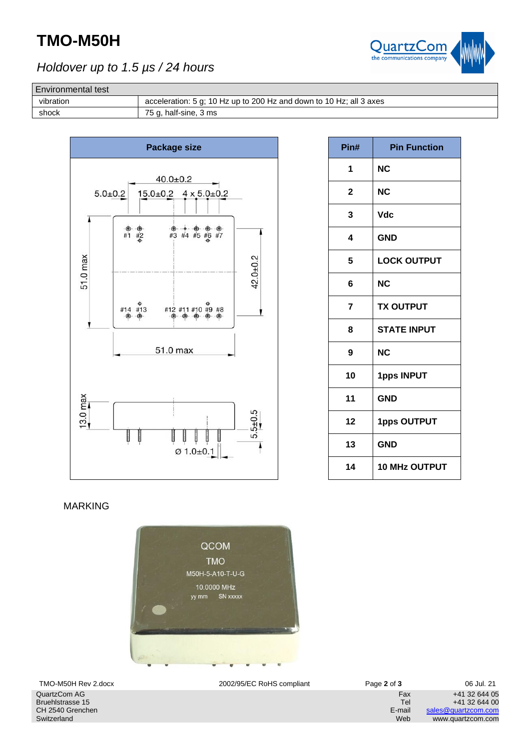# TMO-M50H

*Holdover up to 1.5 µs / 24 hours*

| Environmental test | |
|---|---|
| vibration | acceleration: 5 g; 10 Hz up to 200 Hz and down to 10 Hz; all 3 axes |
| shock | 75 g, half-sine, 3 ms |

**Package size**

| Pin# | Pin Function |
|---|---|
| 1 | NC |
| 2 | NC |
| 3 | Vdc |
| 4 | GND |
| 5 | LOCK OUTPUT |
| 6 | NC |
| 7 | TX OUTPUT |
| 8 | STATE INPUT |
| 9 | NC |
| 10 | 1pps INPUT |
| 11 | GND |
| 12 | 1pps OUTPUT |
| 13 | GND |
| 14 | 10 MHz OUTPUT |

MARKING

TMO-M50H Rev 2.docx — 2002/95/EC RoHS compliant — 06 Jul. 21

QuartzCom AG
Bruehlstrasse 15
CH 2540 Grenchen
Switzerland

Fax +41 32 644 05
Tel +41 32 644 00
E-mail sales@quartzcom.com
Web www.quartzcom.com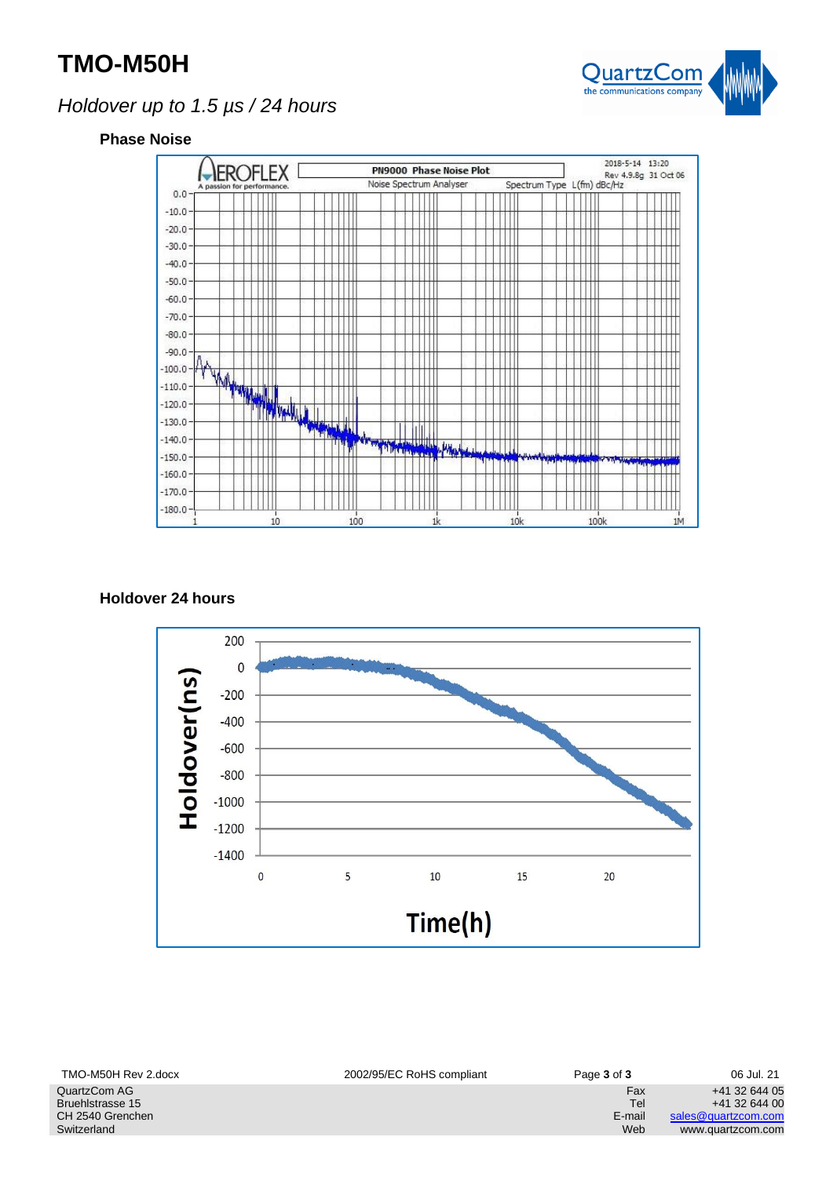# TMO-M50H

*Holdover up to 1.5 µs / 24 hours*

### Phase Noise

AEROFLEX
A passion for performance.
PN9000 Phase Noise Plot
Noise Spectrum Analyser
2018-5-14 13:20
Rev 4.9.8g 31 Oct 06
Spectrum Type L(fm) dBc/Hz

0.0
-10.0
-20.0
-30.0
-40.0
-50.0
-60.0
-70.0
-80.0
-90.0
-100.0
-110.0
-120.0
-130.0
-140.0
-150.0
-160.0
-170.0
-180.0

1
10
100
1k
10k
100k
1M

### Holdover 24 hours

Holdover(ns)

200
0
-200
-400
-600
-800
-1000
-1200
-1400

0
5
10
15
20

Time(h)

TMO-M50H Rev 2.docx
2002/95/EC RoHS compliant
06 Jul. 21

QuartzCom AG
Bruehlstrasse 15
CH 2540 Grenchen
Switzerland

Fax +41 32 644 05
Tel +41 32 644 00
E-mail sales@quartzcom.com
Web www.quartzcom.com